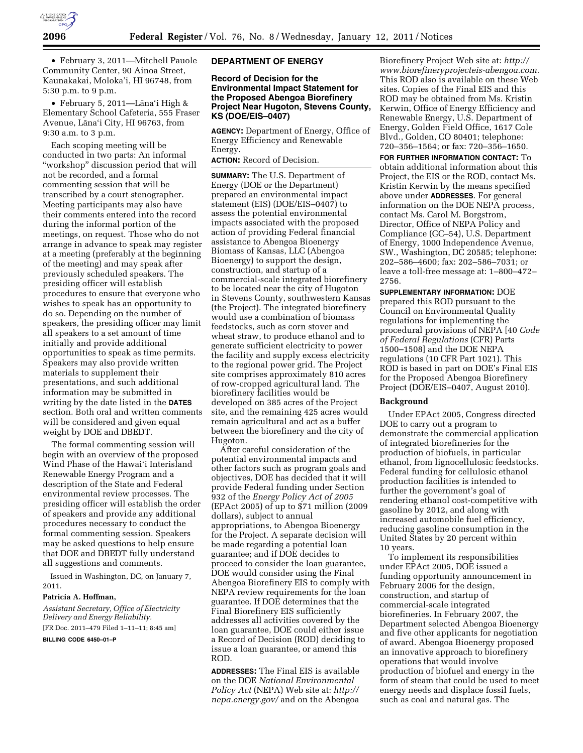- February 3, 2011—Mitchell Pauole Community Center, 90 Ainoa Street, Kaunakakai, Moloka'i, HI 96748, from 5:30 p.m. to 9 p.m.
- February 5, 2011—Lāna'i High & Elementary School Cafeteria, 555 Fraser Avenue, Lāna'i City, HI 96763, from 9:30 a.m. to 3 p.m.

Each scoping meeting will be conducted in two parts: An informal "workshop" discussion period that will not be recorded, and a formal commenting session that will be transcribed by a court stenographer. Meeting participants may also have their comments entered into the record during the informal portion of the meetings, on request. Those who do not arrange in advance to speak may register at a meeting (preferably at the beginning of the meeting) and may speak after previously scheduled speakers. The presiding officer will establish procedures to ensure that everyone who wishes to speak has an opportunity to do so. Depending on the number of speakers, the presiding officer may limit all speakers to a set amount of time initially and provide additional opportunities to speak as time permits. Speakers may also provide written materials to supplement their presentations, and such additional information may be submitted in writing by the date listed in the **DATES** section. Both oral and written comments will be considered and given equal weight by DOE and DBEDT.

The formal commenting session will begin with an overview of the proposed Wind Phase of the Hawai'i Interisland Renewable Energy Program and a description of the State and Federal environmental review processes. The presiding officer will establish the order of speakers and provide any additional procedures necessary to conduct the formal commenting session. Speakers may be asked questions to help ensure that DOE and DBEDT fully understand all suggestions and comments.

Issued in Washington, DC, on January 7, 2011.

**Patricia A. Hoffman,**

*Assistant Secretary, Office of Electricity Delivery and Energy Reliability.*

[FR Doc. 2011–479 Filed 1–11–11; 8:45 am]

**BILLING CODE 6450–01–P**

## DEPARTMENT OF ENERGY

### Record of Decision for the Environmental Impact Statement for the Proposed Abengoa Biorefinery Project Near Hugoton, Stevens County, KS (DOE/EIS–0407)

**AGENCY:** Department of Energy, Office of Energy Efficiency and Renewable Energy.

**ACTION:** Record of Decision.

**SUMMARY:** The U.S. Department of Energy (DOE or the Department) prepared an environmental impact statement (EIS) (DOE/EIS–0407) to assess the potential environmental impacts associated with the proposed action of providing Federal financial assistance to Abengoa Bioenergy Biomass of Kansas, LLC (Abengoa Bioenergy) to support the design, construction, and startup of a commercial-scale integrated biorefinery to be located near the city of Hugoton in Stevens County, southwestern Kansas (the Project). The integrated biorefinery would use a combination of biomass feedstocks, such as corn stover and wheat straw, to produce ethanol and to generate sufficient electricity to power the facility and supply excess electricity to the regional power grid. The Project site comprises approximately 810 acres of row-cropped agricultural land. The biorefinery facilities would be developed on 385 acres of the Project site, and the remaining 425 acres would remain agricultural and act as a buffer between the biorefinery and the city of Hugoton.

After careful consideration of the potential environmental impacts and other factors such as program goals and objectives, DOE has decided that it will provide Federal funding under Section 932 of the *Energy Policy Act of 2005* (EPAct 2005) of up to $71 million (2009 dollars), subject to annual appropriations, to Abengoa Bioenergy for the Project. A separate decision will be made regarding a potential loan guarantee; and if DOE decides to proceed to consider the loan guarantee, DOE would consider using the Final Abengoa Biorefinery EIS to comply with NEPA review requirements for the loan guarantee. If DOE determines that the Final Biorefinery EIS sufficiently addresses all activities covered by the loan guarantee, DOE could either issue a Record of Decision (ROD) deciding to issue a loan guarantee, or amend this ROD.

**ADDRESSES:** The Final EIS is available on the DOE *National Environmental Policy Act* (NEPA) Web site at: *http://nepa.energy.gov/* and on the Abengoa Biorefinery Project Web site at: *http://www.biorefineryprojecteis-abengoa.com.* This ROD also is available on these Web sites. Copies of the Final EIS and this ROD may be obtained from Ms. Kristin Kerwin, Office of Energy Efficiency and Renewable Energy, U.S. Department of Energy, Golden Field Office, 1617 Cole Blvd., Golden, CO 80401; telephone: 720–356–1564; or fax: 720–356–1650.

**FOR FURTHER INFORMATION CONTACT:** To obtain additional information about this Project, the EIS or the ROD, contact Ms. Kristin Kerwin by the means specified above under **ADDRESSES**. For general information on the DOE NEPA process, contact Ms. Carol M. Borgstrom, Director, Office of NEPA Policy and Compliance (GC–54), U.S. Department of Energy, 1000 Independence Avenue, SW., Washington, DC 20585; telephone: 202–586–4600; fax: 202–586–7031; or leave a toll-free message at: 1–800–472–2756.

**SUPPLEMENTARY INFORMATION:** DOE prepared this ROD pursuant to the Council on Environmental Quality regulations for implementing the procedural provisions of NEPA [40 *Code of Federal Regulations* (CFR) Parts 1500–1508] and the DOE NEPA regulations (10 CFR Part 1021). This ROD is based in part on DOE's Final EIS for the Proposed Abengoa Biorefinery Project (DOE/EIS–0407, August 2010).

#### Background

Under EPAct 2005, Congress directed DOE to carry out a program to demonstrate the commercial application of integrated biorefineries for the production of biofuels, in particular ethanol, from lignocellulosic feedstocks. Federal funding for cellulosic ethanol production facilities is intended to further the government's goal of rendering ethanol cost-competitive with gasoline by 2012, and along with increased automobile fuel efficiency, reducing gasoline consumption in the United States by 20 percent within 10 years.

To implement its responsibilities under EPAct 2005, DOE issued a funding opportunity announcement in February 2006 for the design, construction, and startup of commercial-scale integrated biorefineries. In February 2007, the Department selected Abengoa Bioenergy and five other applicants for negotiation of award. Abengoa Bioenergy proposed an innovative approach to biorefinery operations that would involve production of biofuel and energy in the form of steam that could be used to meet energy needs and displace fossil fuels, such as coal and natural gas. The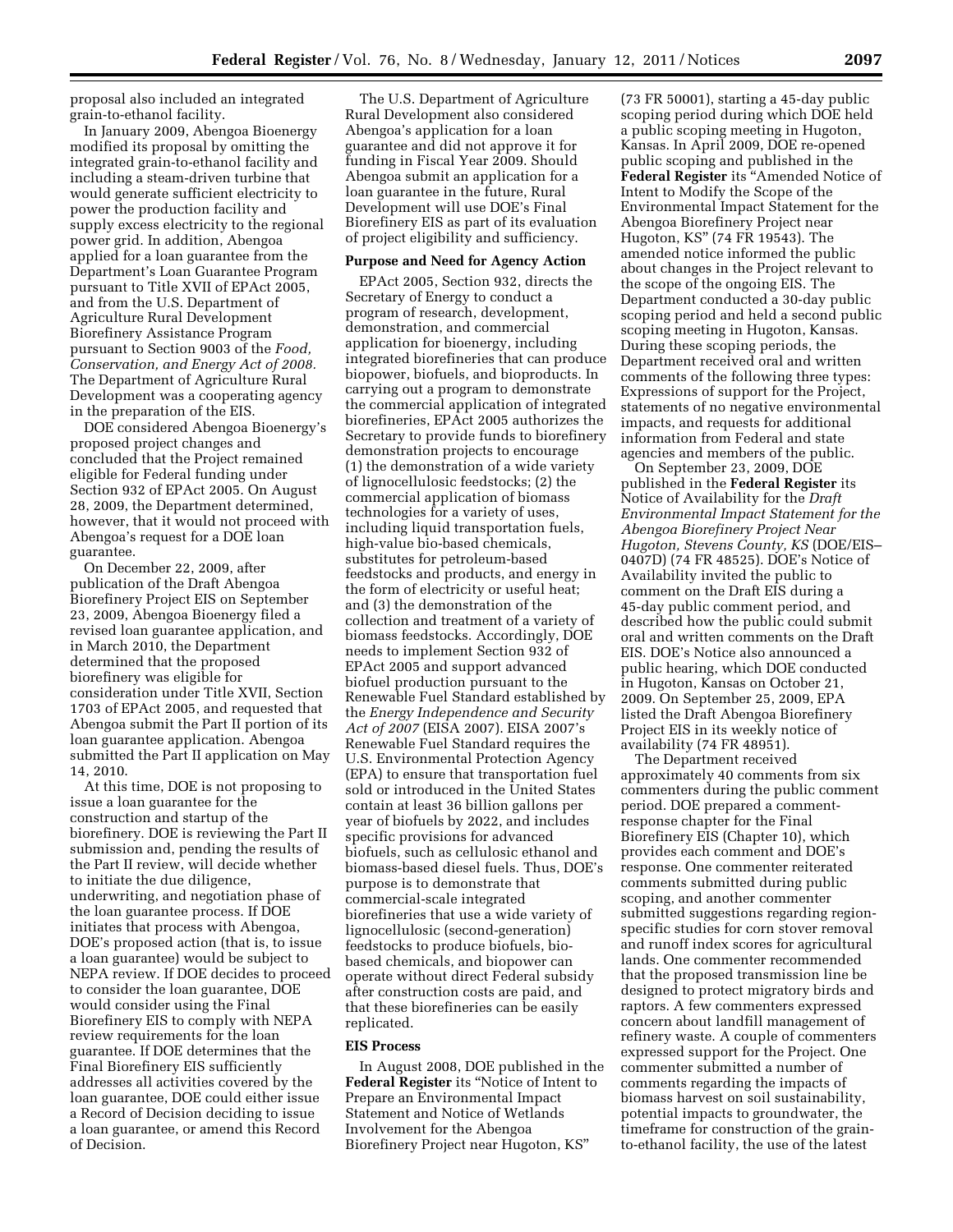proposal also included an integrated grain-to-ethanol facility.

In January 2009, Abengoa Bioenergy modified its proposal by omitting the integrated grain-to-ethanol facility and including a steam-driven turbine that would generate sufficient electricity to power the production facility and supply excess electricity to the regional power grid. In addition, Abengoa applied for a loan guarantee from the Department's Loan Guarantee Program pursuant to Title XVII of EPAct 2005, and from the U.S. Department of Agriculture Rural Development Biorefinery Assistance Program pursuant to Section 9003 of the *Food, Conservation, and Energy Act of 2008.* The Department of Agriculture Rural Development was a cooperating agency in the preparation of the EIS.

DOE considered Abengoa Bioenergy's proposed project changes and concluded that the Project remained eligible for Federal funding under Section 932 of EPAct 2005. On August 28, 2009, the Department determined, however, that it would not proceed with Abengoa's request for a DOE loan guarantee.

On December 22, 2009, after publication of the Draft Abengoa Biorefinery Project EIS on September 23, 2009, Abengoa Bioenergy filed a revised loan guarantee application, and in March 2010, the Department determined that the proposed biorefinery was eligible for consideration under Title XVII, Section 1703 of EPAct 2005, and requested that Abengoa submit the Part II portion of its loan guarantee application. Abengoa submitted the Part II application on May 14, 2010.

At this time, DOE is not proposing to issue a loan guarantee for the construction and startup of the biorefinery. DOE is reviewing the Part II submission and, pending the results of the Part II review, will decide whether to initiate the due diligence, underwriting, and negotiation phase of the loan guarantee process. If DOE initiates that process with Abengoa, DOE's proposed action (that is, to issue a loan guarantee) would be subject to NEPA review. If DOE decides to proceed to consider the loan guarantee, DOE would consider using the Final Biorefinery EIS to comply with NEPA review requirements for the loan guarantee. If DOE determines that the Final Biorefinery EIS sufficiently addresses all activities covered by the loan guarantee, DOE could either issue a Record of Decision deciding to issue a loan guarantee, or amend this Record of Decision.

The U.S. Department of Agriculture Rural Development also considered Abengoa's application for a loan guarantee and did not approve it for funding in Fiscal Year 2009. Should Abengoa submit an application for a loan guarantee in the future, Rural Development will use DOE's Final Biorefinery EIS as part of its evaluation of project eligibility and sufficiency.

## Purpose and Need for Agency Action

EPAct 2005, Section 932, directs the Secretary of Energy to conduct a program of research, development, demonstration, and commercial application for bioenergy, including integrated biorefineries that can produce biopower, biofuels, and bioproducts. In carrying out a program to demonstrate the commercial application of integrated biorefineries, EPAct 2005 authorizes the Secretary to provide funds to biorefinery demonstration projects to encourage (1) the demonstration of a wide variety of lignocellulosic feedstocks; (2) the commercial application of biomass technologies for a variety of uses, including liquid transportation fuels, high-value bio-based chemicals, substitutes for petroleum-based feedstocks and products, and energy in the form of electricity or useful heat; and (3) the demonstration of the collection and treatment of a variety of biomass feedstocks. Accordingly, DOE needs to implement Section 932 of EPAct 2005 and support advanced biofuel production pursuant to the Renewable Fuel Standard established by the *Energy Independence and Security Act of 2007* (EISA 2007). EISA 2007's Renewable Fuel Standard requires the U.S. Environmental Protection Agency (EPA) to ensure that transportation fuel sold or introduced in the United States contain at least 36 billion gallons per year of biofuels by 2022, and includes specific provisions for advanced biofuels, such as cellulosic ethanol and biomass-based diesel fuels. Thus, DOE's purpose is to demonstrate that commercial-scale integrated biorefineries that use a wide variety of lignocellulosic (second-generation) feedstocks to produce biofuels, bio-based chemicals, and biopower can operate without direct Federal subsidy after construction costs are paid, and that these biorefineries can be easily replicated.

## EIS Process

In August 2008, DOE published in the **Federal Register** its "Notice of Intent to Prepare an Environmental Impact Statement and Notice of Wetlands Involvement for the Abengoa Biorefinery Project near Hugoton, KS" (73 FR 50001), starting a 45-day public scoping period during which DOE held a public scoping meeting in Hugoton, Kansas. In April 2009, DOE re-opened public scoping and published in the **Federal Register** its "Amended Notice of Intent to Modify the Scope of the Environmental Impact Statement for the Abengoa Biorefinery Project near Hugoton, KS" (74 FR 19543). The amended notice informed the public about changes in the Project relevant to the scope of the ongoing EIS. The Department conducted a 30-day public scoping period and held a second public scoping meeting in Hugoton, Kansas. During these scoping periods, the Department received oral and written comments of the following three types: Expressions of support for the Project, statements of no negative environmental impacts, and requests for additional information from Federal and state agencies and members of the public.

On September 23, 2009, DOE published in the **Federal Register** its Notice of Availability for the *Draft Environmental Impact Statement for the Abengoa Biorefinery Project Near Hugoton, Stevens County, KS* (DOE/EIS–0407D) (74 FR 48525). DOE's Notice of Availability invited the public to comment on the Draft EIS during a 45-day public comment period, and described how the public could submit oral and written comments on the Draft EIS. DOE's Notice also announced a public hearing, which DOE conducted in Hugoton, Kansas on October 21, 2009. On September 25, 2009, EPA listed the Draft Abengoa Biorefinery Project EIS in its weekly notice of availability (74 FR 48951).

The Department received approximately 40 comments from six commenters during the public comment period. DOE prepared a comment-response chapter for the Final Biorefinery EIS (Chapter 10), which provides each comment and DOE's response. One commenter reiterated comments submitted during public scoping, and another commenter submitted suggestions regarding region-specific studies for corn stover removal and runoff index scores for agricultural lands. One commenter recommended that the proposed transmission line be designed to protect migratory birds and raptors. A few commenters expressed concern about landfill management of refinery waste. A couple of commenters expressed support for the Project. One commenter submitted a number of comments regarding the impacts of biomass harvest on soil sustainability, potential impacts to groundwater, the timeframe for construction of the grain-to-ethanol facility, the use of the latest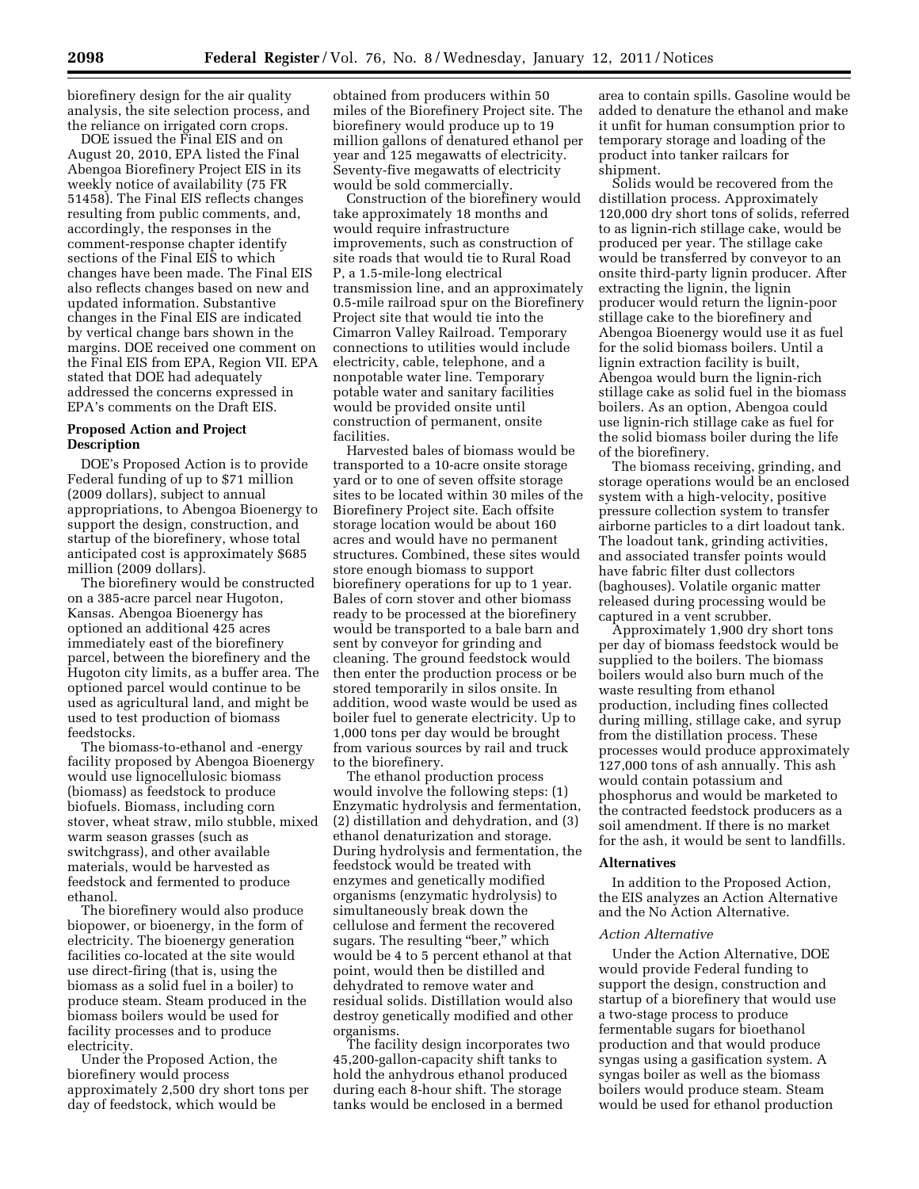biorefinery design for the air quality analysis, the site selection process, and the reliance on irrigated corn crops.

DOE issued the Final EIS and on August 20, 2010, EPA listed the Final Abengoa Biorefinery Project EIS in its weekly notice of availability (75 FR 51458). The Final EIS reflects changes resulting from public comments, and, accordingly, the responses in the comment-response chapter identify sections of the Final EIS to which changes have been made. The Final EIS also reflects changes based on new and updated information. Substantive changes in the Final EIS are indicated by vertical change bars shown in the margins. DOE received one comment on the Final EIS from EPA, Region VII. EPA stated that DOE had adequately addressed the concerns expressed in EPA's comments on the Draft EIS.

## Proposed Action and Project Description

DOE's Proposed Action is to provide Federal funding of up to $71 million (2009 dollars), subject to annual appropriations, to Abengoa Bioenergy to support the design, construction, and startup of the biorefinery, whose total anticipated cost is approximately $685 million (2009 dollars).

The biorefinery would be constructed on a 385-acre parcel near Hugoton, Kansas. Abengoa Bioenergy has optioned an additional 425 acres immediately east of the biorefinery parcel, between the biorefinery and the Hugoton city limits, as a buffer area. The optioned parcel would continue to be used as agricultural land, and might be used to test production of biomass feedstocks.

The biomass-to-ethanol and -energy facility proposed by Abengoa Bioenergy would use lignocellulosic biomass (biomass) as feedstock to produce biofuels. Biomass, including corn stover, wheat straw, milo stubble, mixed warm season grasses (such as switchgrass), and other available materials, would be harvested as feedstock and fermented to produce ethanol.

The biorefinery would also produce biopower, or bioenergy, in the form of electricity. The bioenergy generation facilities co-located at the site would use direct-firing (that is, using the biomass as a solid fuel in a boiler) to produce steam. Steam produced in the biomass boilers would be used for facility processes and to produce electricity.

Under the Proposed Action, the biorefinery would process approximately 2,500 dry short tons per day of feedstock, which would be obtained from producers within 50 miles of the Biorefinery Project site. The biorefinery would produce up to 19 million gallons of denatured ethanol per year and 125 megawatts of electricity. Seventy-five megawatts of electricity would be sold commercially.

Construction of the biorefinery would take approximately 18 months and would require infrastructure improvements, such as construction of site roads that would tie to Rural Road P, a 1.5-mile-long electrical transmission line, and an approximately 0.5-mile railroad spur on the Biorefinery Project site that would tie into the Cimarron Valley Railroad. Temporary connections to utilities would include electricity, cable, telephone, and a nonpotable water line. Temporary potable water and sanitary facilities would be provided onsite until construction of permanent, onsite facilities.

Harvested bales of biomass would be transported to a 10-acre onsite storage yard or to one of seven offsite storage sites to be located within 30 miles of the Biorefinery Project site. Each offsite storage location would be about 160 acres and would have no permanent structures. Combined, these sites would store enough biomass to support biorefinery operations for up to 1 year. Bales of corn stover and other biomass ready to be processed at the biorefinery would be transported to a bale barn and sent by conveyor for grinding and cleaning. The ground feedstock would then enter the production process or be stored temporarily in silos onsite. In addition, wood waste would be used as boiler fuel to generate electricity. Up to 1,000 tons per day would be brought from various sources by rail and truck to the biorefinery.

The ethanol production process would involve the following steps: (1) Enzymatic hydrolysis and fermentation, (2) distillation and dehydration, and (3) ethanol denaturization and storage. During hydrolysis and fermentation, the feedstock would be treated with enzymes and genetically modified organisms (enzymatic hydrolysis) to simultaneously break down the cellulose and ferment the recovered sugars. The resulting "beer," which would be 4 to 5 percent ethanol at that point, would then be distilled and dehydrated to remove water and residual solids. Distillation would also destroy genetically modified and other organisms.

The facility design incorporates two 45,200-gallon-capacity shift tanks to hold the anhydrous ethanol produced during each 8-hour shift. The storage tanks would be enclosed in a bermed area to contain spills. Gasoline would be added to denature the ethanol and make it unfit for human consumption prior to temporary storage and loading of the product into tanker railcars for shipment.

Solids would be recovered from the distillation process. Approximately 120,000 dry short tons of solids, referred to as lignin-rich stillage cake, would be produced per year. The stillage cake would be transferred by conveyor to an onsite third-party lignin producer. After extracting the lignin, the lignin producer would return the lignin-poor stillage cake to the biorefinery and Abengoa Bioenergy would use it as fuel for the solid biomass boilers. Until a lignin extraction facility is built, Abengoa would burn the lignin-rich stillage cake as solid fuel in the biomass boilers. As an option, Abengoa could use lignin-rich stillage cake as fuel for the solid biomass boiler during the life of the biorefinery.

The biomass receiving, grinding, and storage operations would be an enclosed system with a high-velocity, positive pressure collection system to transfer airborne particles to a dirt loadout tank. The loadout tank, grinding activities, and associated transfer points would have fabric filter dust collectors (baghouses). Volatile organic matter released during processing would be captured in a vent scrubber.

Approximately 1,900 dry short tons per day of biomass feedstock would be supplied to the boilers. The biomass boilers would also burn much of the waste resulting from ethanol production, including fines collected during milling, stillage cake, and syrup from the distillation process. These processes would produce approximately 127,000 tons of ash annually. This ash would contain potassium and phosphorus and would be marketed to the contracted feedstock producers as a soil amendment. If there is no market for the ash, it would be sent to landfills.

## Alternatives

In addition to the Proposed Action, the EIS analyzes an Action Alternative and the No Action Alternative.

### *Action Alternative*

Under the Action Alternative, DOE would provide Federal funding to support the design, construction and startup of a biorefinery that would use a two-stage process to produce fermentable sugars for bioethanol production and that would produce syngas using a gasification system. A syngas boiler as well as the biomass boilers would produce steam. Steam would be used for ethanol production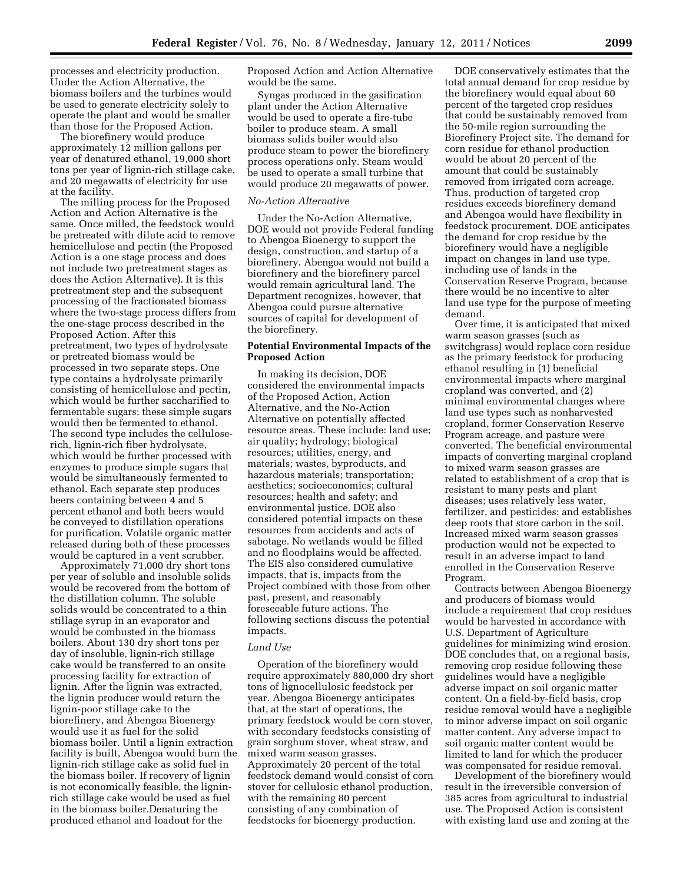processes and electricity production. Under the Action Alternative, the biomass boilers and the turbines would be used to generate electricity solely to operate the plant and would be smaller than those for the Proposed Action.

The biorefinery would produce approximately 12 million gallons per year of denatured ethanol, 19,000 short tons per year of lignin-rich stillage cake, and 20 megawatts of electricity for use at the facility.

The milling process for the Proposed Action and Action Alternative is the same. Once milled, the feedstock would be pretreated with dilute acid to remove hemicellulose and pectin (the Proposed Action is a one stage process and does not include two pretreatment stages as does the Action Alternative). It is this pretreatment step and the subsequent processing of the fractionated biomass where the two-stage process differs from the one-stage process described in the Proposed Action. After this pretreatment, two types of hydrolysate or pretreated biomass would be processed in two separate steps. One type contains a hydrolysate primarily consisting of hemicellulose and pectin, which would be further saccharified to fermentable sugars; these simple sugars would then be fermented to ethanol. The second type includes the cellulose-rich, lignin-rich fiber hydrolysate, which would be further processed with enzymes to produce simple sugars that would be simultaneously fermented to ethanol. Each separate step produces beers containing between 4 and 5 percent ethanol and both beers would be conveyed to distillation operations for purification. Volatile organic matter released during both of these processes would be captured in a vent scrubber.

Approximately 71,000 dry short tons per year of soluble and insoluble solids would be recovered from the bottom of the distillation column. The soluble solids would be concentrated to a thin stillage syrup in an evaporator and would be combusted in the biomass boilers. About 130 dry short tons per day of insoluble, lignin-rich stillage cake would be transferred to an onsite processing facility for extraction of lignin. After the lignin was extracted, the lignin producer would return the lignin-poor stillage cake to the biorefinery, and Abengoa Bioenergy would use it as fuel for the solid biomass boiler. Until a lignin extraction facility is built, Abengoa would burn the lignin-rich stillage cake as solid fuel in the biomass boiler. If recovery of lignin is not economically feasible, the lignin-rich stillage cake would be used as fuel in the biomass boiler.Denaturing the produced ethanol and loadout for the Proposed Action and Action Alternative would be the same.

Syngas produced in the gasification plant under the Action Alternative would be used to operate a fire-tube boiler to produce steam. A small biomass solids boiler would also produce steam to power the biorefinery process operations only. Steam would be used to operate a small turbine that would produce 20 megawatts of power.

*No-Action Alternative*

Under the No-Action Alternative, DOE would not provide Federal funding to Abengoa Bioenergy to support the design, construction, and startup of a biorefinery. Abengoa would not build a biorefinery and the biorefinery parcel would remain agricultural land. The Department recognizes, however, that Abengoa could pursue alternative sources of capital for development of the biorefinery.

**Potential Environmental Impacts of the Proposed Action**

In making its decision, DOE considered the environmental impacts of the Proposed Action, Action Alternative, and the No-Action Alternative on potentially affected resource areas. These include: land use; air quality; hydrology; biological resources; utilities, energy, and materials; wastes, byproducts, and hazardous materials; transportation; aesthetics; socioeconomics; cultural resources; health and safety; and environmental justice. DOE also considered potential impacts on these resources from accidents and acts of sabotage. No wetlands would be filled and no floodplains would be affected. The EIS also considered cumulative impacts, that is, impacts from the Project combined with those from other past, present, and reasonably foreseeable future actions. The following sections discuss the potential impacts.

*Land Use*

Operation of the biorefinery would require approximately 880,000 dry short tons of lignocellulosic feedstock per year. Abengoa Bioenergy anticipates that, at the start of operations, the primary feedstock would be corn stover, with secondary feedstocks consisting of grain sorghum stover, wheat straw, and mixed warm season grasses. Approximately 20 percent of the total feedstock demand would consist of corn stover for cellulosic ethanol production, with the remaining 80 percent consisting of any combination of feedstocks for bioenergy production.

DOE conservatively estimates that the total annual demand for crop residue by the biorefinery would equal about 60 percent of the targeted crop residues that could be sustainably removed from the 50-mile region surrounding the Biorefinery Project site. The demand for corn residue for ethanol production would be about 20 percent of the amount that could be sustainably removed from irrigated corn acreage. Thus, production of targeted crop residues exceeds biorefinery demand and Abengoa would have flexibility in feedstock procurement. DOE anticipates the demand for crop residue by the biorefinery would have a negligible impact on changes in land use type, including use of lands in the Conservation Reserve Program, because there would be no incentive to alter land use type for the purpose of meeting demand.

Over time, it is anticipated that mixed warm season grasses (such as switchgrass) would replace corn residue as the primary feedstock for producing ethanol resulting in (1) beneficial environmental impacts where marginal cropland was converted, and (2) minimal environmental changes where land use types such as nonharvested cropland, former Conservation Reserve Program acreage, and pasture were converted. The beneficial environmental impacts of converting marginal cropland to mixed warm season grasses are related to establishment of a crop that is resistant to many pests and plant diseases; uses relatively less water, fertilizer, and pesticides; and establishes deep roots that store carbon in the soil. Increased mixed warm season grasses production would not be expected to result in an adverse impact to land enrolled in the Conservation Reserve Program.

Contracts between Abengoa Bioenergy and producers of biomass would include a requirement that crop residues would be harvested in accordance with U.S. Department of Agriculture guidelines for minimizing wind erosion. DOE concludes that, on a regional basis, removing crop residue following these guidelines would have a negligible adverse impact on soil organic matter content. On a field-by-field basis, crop residue removal would have a negligible to minor adverse impact on soil organic matter content. Any adverse impact to soil organic matter content would be limited to land for which the producer was compensated for residue removal.

Development of the biorefinery would result in the irreversible conversion of 385 acres from agricultural to industrial use. The Proposed Action is consistent with existing land use and zoning at the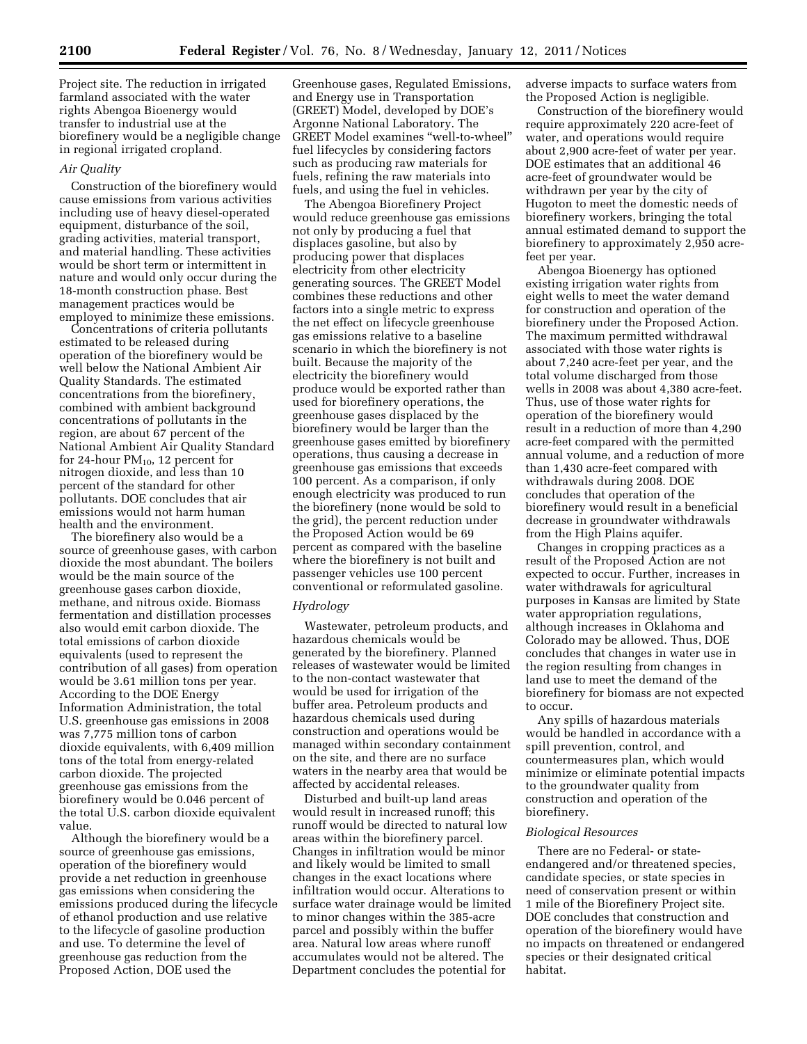Project site. The reduction in irrigated farmland associated with the water rights Abengoa Bioenergy would transfer to industrial use at the biorefinery would be a negligible change in regional irrigated cropland.

*Air Quality*

Construction of the biorefinery would cause emissions from various activities including use of heavy diesel-operated equipment, disturbance of the soil, grading activities, material transport, and material handling. These activities would be short term or intermittent in nature and would only occur during the 18-month construction phase. Best management practices would be employed to minimize these emissions.

Concentrations of criteria pollutants estimated to be released during operation of the biorefinery would be well below the National Ambient Air Quality Standards. The estimated concentrations from the biorefinery, combined with ambient background concentrations of pollutants in the region, are about 67 percent of the National Ambient Air Quality Standard for 24-hour $PM_{10}$, 12 percent for nitrogen dioxide, and less than 10 percent of the standard for other pollutants. DOE concludes that air emissions would not harm human health and the environment.

The biorefinery also would be a source of greenhouse gases, with carbon dioxide the most abundant. The boilers would be the main source of the greenhouse gases carbon dioxide, methane, and nitrous oxide. Biomass fermentation and distillation processes also would emit carbon dioxide. The total emissions of carbon dioxide equivalents (used to represent the contribution of all gases) from operation would be 3.61 million tons per year. According to the DOE Energy Information Administration, the total U.S. greenhouse gas emissions in 2008 was 7,775 million tons of carbon dioxide equivalents, with 6,409 million tons of the total from energy-related carbon dioxide. The projected greenhouse gas emissions from the biorefinery would be 0.046 percent of the total U.S. carbon dioxide equivalent value.

Although the biorefinery would be a source of greenhouse gas emissions, operation of the biorefinery would provide a net reduction in greenhouse gas emissions when considering the emissions produced during the lifecycle of ethanol production and use relative to the lifecycle of gasoline production and use. To determine the level of greenhouse gas reduction from the Proposed Action, DOE used the Greenhouse gases, Regulated Emissions, and Energy use in Transportation (GREET) Model, developed by DOE's Argonne National Laboratory. The GREET Model examines "well-to-wheel" fuel lifecycles by considering factors such as producing raw materials for fuels, refining the raw materials into fuels, and using the fuel in vehicles.

The Abengoa Biorefinery Project would reduce greenhouse gas emissions not only by producing a fuel that displaces gasoline, but also by producing power that displaces electricity from other electricity generating sources. The GREET Model combines these reductions and other factors into a single metric to express the net effect on lifecycle greenhouse gas emissions relative to a baseline scenario in which the biorefinery is not built. Because the majority of the electricity the biorefinery would produce would be exported rather than used for biorefinery operations, the greenhouse gases displaced by the biorefinery would be larger than the greenhouse gases emitted by biorefinery operations, thus causing a decrease in greenhouse gas emissions that exceeds 100 percent. As a comparison, if only enough electricity was produced to run the biorefinery (none would be sold to the grid), the percent reduction under the Proposed Action would be 69 percent as compared with the baseline where the biorefinery is not built and passenger vehicles use 100 percent conventional or reformulated gasoline.

*Hydrology*

Wastewater, petroleum products, and hazardous chemicals would be generated by the biorefinery. Planned releases of wastewater would be limited to the non-contact wastewater that would be used for irrigation of the buffer area. Petroleum products and hazardous chemicals used during construction and operations would be managed within secondary containment on the site, and there are no surface waters in the nearby area that would be affected by accidental releases.

Disturbed and built-up land areas would result in increased runoff; this runoff would be directed to natural low areas within the biorefinery parcel. Changes in infiltration would be minor and likely would be limited to small changes in the exact locations where infiltration would occur. Alterations to surface water drainage would be limited to minor changes within the 385-acre parcel and possibly within the buffer area. Natural low areas where runoff accumulates would not be altered. The Department concludes the potential for adverse impacts to surface waters from the Proposed Action is negligible.

Construction of the biorefinery would require approximately 220 acre-feet of water, and operations would require about 2,900 acre-feet of water per year. DOE estimates that an additional 46 acre-feet of groundwater would be withdrawn per year by the city of Hugoton to meet the domestic needs of biorefinery workers, bringing the total annual estimated demand to support the biorefinery to approximately 2,950 acre-feet per year.

Abengoa Bioenergy has optioned existing irrigation water rights from eight wells to meet the water demand for construction and operation of the biorefinery under the Proposed Action. The maximum permitted withdrawal associated with those water rights is about 7,240 acre-feet per year, and the total volume discharged from those wells in 2008 was about 4,380 acre-feet. Thus, use of those water rights for operation of the biorefinery would result in a reduction of more than 4,290 acre-feet compared with the permitted annual volume, and a reduction of more than 1,430 acre-feet compared with withdrawals during 2008. DOE concludes that operation of the biorefinery would result in a beneficial decrease in groundwater withdrawals from the High Plains aquifer.

Changes in cropping practices as a result of the Proposed Action are not expected to occur. Further, increases in water withdrawals for agricultural purposes in Kansas are limited by State water appropriation regulations, although increases in Oklahoma and Colorado may be allowed. Thus, DOE concludes that changes in water use in the region resulting from changes in land use to meet the demand of the biorefinery for biomass are not expected to occur.

Any spills of hazardous materials would be handled in accordance with a spill prevention, control, and countermeasures plan, which would minimize or eliminate potential impacts to the groundwater quality from construction and operation of the biorefinery.

*Biological Resources*

There are no Federal- or state-endangered and/or threatened species, candidate species, or state species in need of conservation present or within 1 mile of the Biorefinery Project site. DOE concludes that construction and operation of the biorefinery would have no impacts on threatened or endangered species or their designated critical habitat.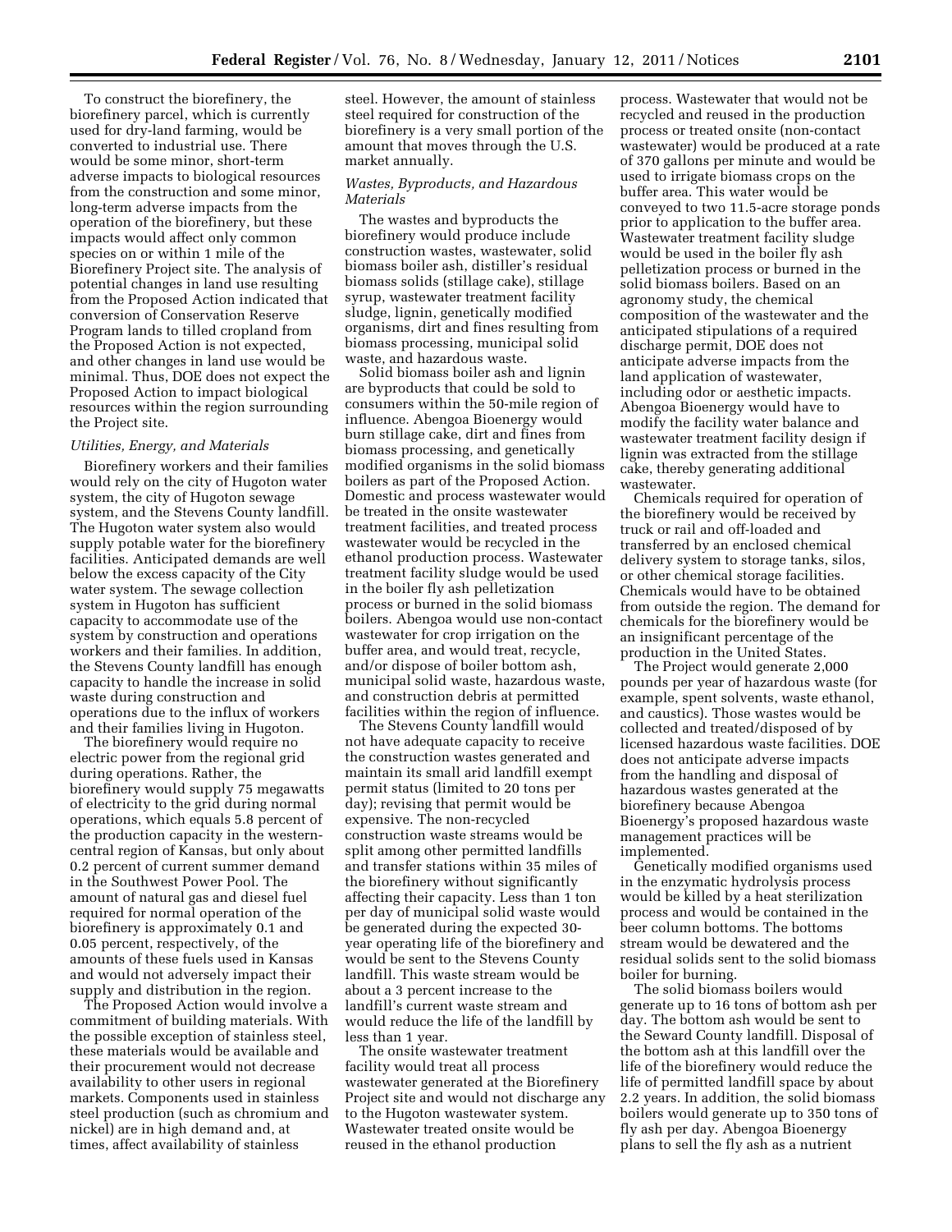To construct the biorefinery, the biorefinery parcel, which is currently used for dry-land farming, would be converted to industrial use. There would be some minor, short-term adverse impacts to biological resources from the construction and some minor, long-term adverse impacts from the operation of the biorefinery, but these impacts would affect only common species on or within 1 mile of the Biorefinery Project site. The analysis of potential changes in land use resulting from the Proposed Action indicated that conversion of Conservation Reserve Program lands to tilled cropland from the Proposed Action is not expected, and other changes in land use would be minimal. Thus, DOE does not expect the Proposed Action to impact biological resources within the region surrounding the Project site.

*Utilities, Energy, and Materials*

Biorefinery workers and their families would rely on the city of Hugoton water system, the city of Hugoton sewage system, and the Stevens County landfill. The Hugoton water system also would supply potable water for the biorefinery facilities. Anticipated demands are well below the excess capacity of the City water system. The sewage collection system in Hugoton has sufficient capacity to accommodate use of the system by construction and operations workers and their families. In addition, the Stevens County landfill has enough capacity to handle the increase in solid waste during construction and operations due to the influx of workers and their families living in Hugoton.

The biorefinery would require no electric power from the regional grid during operations. Rather, the biorefinery would supply 75 megawatts of electricity to the grid during normal operations, which equals 5.8 percent of the production capacity in the western-central region of Kansas, but only about 0.2 percent of current summer demand in the Southwest Power Pool. The amount of natural gas and diesel fuel required for normal operation of the biorefinery is approximately 0.1 and 0.05 percent, respectively, of the amounts of these fuels used in Kansas and would not adversely impact their supply and distribution in the region.

The Proposed Action would involve a commitment of building materials. With the possible exception of stainless steel, these materials would be available and their procurement would not decrease availability to other users in regional markets. Components used in stainless steel production (such as chromium and nickel) are in high demand and, at times, affect availability of stainless steel. However, the amount of stainless steel required for construction of the biorefinery is a very small portion of the amount that moves through the U.S. market annually.

*Wastes, Byproducts, and Hazardous Materials*

The wastes and byproducts the biorefinery would produce include construction wastes, wastewater, solid biomass boiler ash, distiller's residual biomass solids (stillage cake), stillage syrup, wastewater treatment facility sludge, lignin, genetically modified organisms, dirt and fines resulting from biomass processing, municipal solid waste, and hazardous waste.

Solid biomass boiler ash and lignin are byproducts that could be sold to consumers within the 50-mile region of influence. Abengoa Bioenergy would burn stillage cake, dirt and fines from biomass processing, and genetically modified organisms in the solid biomass boilers as part of the Proposed Action. Domestic and process wastewater would be treated in the onsite wastewater treatment facilities, and treated process wastewater would be recycled in the ethanol production process. Wastewater treatment facility sludge would be used in the boiler fly ash pelletization process or burned in the solid biomass boilers. Abengoa would use non-contact wastewater for crop irrigation on the buffer area, and would treat, recycle, and/or dispose of boiler bottom ash, municipal solid waste, hazardous waste, and construction debris at permitted facilities within the region of influence.

The Stevens County landfill would not have adequate capacity to receive the construction wastes generated and maintain its small arid landfill exempt permit status (limited to 20 tons per day); revising that permit would be expensive. The non-recycled construction waste streams would be split among other permitted landfills and transfer stations within 35 miles of the biorefinery without significantly affecting their capacity. Less than 1 ton per day of municipal solid waste would be generated during the expected 30-year operating life of the biorefinery and would be sent to the Stevens County landfill. This waste stream would be about a 3 percent increase to the landfill's current waste stream and would reduce the life of the landfill by less than 1 year.

The onsite wastewater treatment facility would treat all process wastewater generated at the Biorefinery Project site and would not discharge any to the Hugoton wastewater system. Wastewater treated onsite would be reused in the ethanol production process. Wastewater that would not be recycled and reused in the production process or treated onsite (non-contact wastewater) would be produced at a rate of 370 gallons per minute and would be used to irrigate biomass crops on the buffer area. This water would be conveyed to two 11.5-acre storage ponds prior to application to the buffer area. Wastewater treatment facility sludge would be used in the boiler fly ash pelletization process or burned in the solid biomass boilers. Based on an agronomy study, the chemical composition of the wastewater and the anticipated stipulations of a required discharge permit, DOE does not anticipate adverse impacts from the land application of wastewater, including odor or aesthetic impacts. Abengoa Bioenergy would have to modify the facility water balance and wastewater treatment facility design if lignin was extracted from the stillage cake, thereby generating additional wastewater.

Chemicals required for operation of the biorefinery would be received by truck or rail and off-loaded and transferred by an enclosed chemical delivery system to storage tanks, silos, or other chemical storage facilities. Chemicals would have to be obtained from outside the region. The demand for chemicals for the biorefinery would be an insignificant percentage of the production in the United States.

The Project would generate 2,000 pounds per year of hazardous waste (for example, spent solvents, waste ethanol, and caustics). Those wastes would be collected and treated/disposed of by licensed hazardous waste facilities. DOE does not anticipate adverse impacts from the handling and disposal of hazardous wastes generated at the biorefinery because Abengoa Bioenergy's proposed hazardous waste management practices will be implemented.

Genetically modified organisms used in the enzymatic hydrolysis process would be killed by a heat sterilization process and would be contained in the beer column bottoms. The bottoms stream would be dewatered and the residual solids sent to the solid biomass boiler for burning.

The solid biomass boilers would generate up to 16 tons of bottom ash per day. The bottom ash would be sent to the Seward County landfill. Disposal of the bottom ash at this landfill over the life of the biorefinery would reduce the life of permitted landfill space by about 2.2 years. In addition, the solid biomass boilers would generate up to 350 tons of fly ash per day. Abengoa Bioenergy plans to sell the fly ash as a nutrient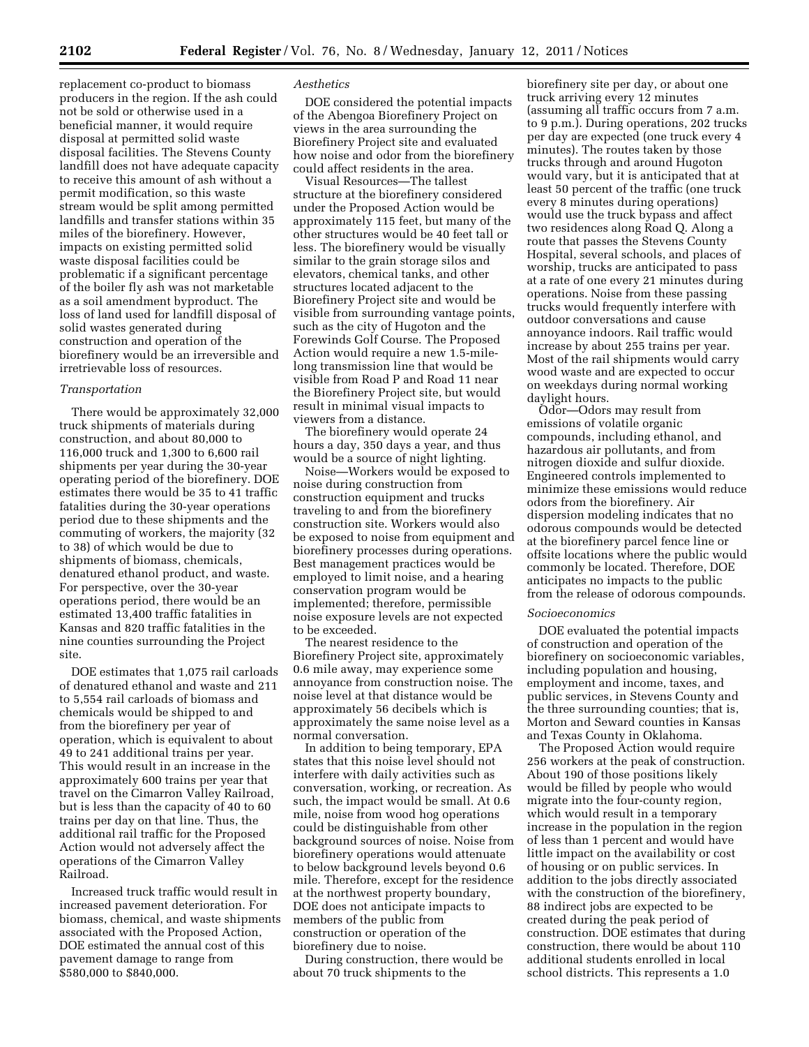replacement co-product to biomass producers in the region. If the ash could not be sold or otherwise used in a beneficial manner, it would require disposal at permitted solid waste disposal facilities. The Stevens County landfill does not have adequate capacity to receive this amount of ash without a permit modification, so this waste stream would be split among permitted landfills and transfer stations within 35 miles of the biorefinery. However, impacts on existing permitted solid waste disposal facilities could be problematic if a significant percentage of the boiler fly ash was not marketable as a soil amendment byproduct. The loss of land used for landfill disposal of solid wastes generated during construction and operation of the biorefinery would be an irreversible and irretrievable loss of resources.

*Transportation*

There would be approximately 32,000 truck shipments of materials during construction, and about 80,000 to 116,000 truck and 1,300 to 6,600 rail shipments per year during the 30-year operating period of the biorefinery. DOE estimates there would be 35 to 41 traffic fatalities during the 30-year operations period due to these shipments and the commuting of workers, the majority (32 to 38) of which would be due to shipments of biomass, chemicals, denatured ethanol product, and waste. For perspective, over the 30-year operations period, there would be an estimated 13,400 traffic fatalities in Kansas and 820 traffic fatalities in the nine counties surrounding the Project site.

DOE estimates that 1,075 rail carloads of denatured ethanol and waste and 211 to 5,554 rail carloads of biomass and chemicals would be shipped to and from the biorefinery per year of operation, which is equivalent to about 49 to 241 additional trains per year. This would result in an increase in the approximately 600 trains per year that travel on the Cimarron Valley Railroad, but is less than the capacity of 40 to 60 trains per day on that line. Thus, the additional rail traffic for the Proposed Action would not adversely affect the operations of the Cimarron Valley Railroad.

Increased truck traffic would result in increased pavement deterioration. For biomass, chemical, and waste shipments associated with the Proposed Action, DOE estimated the annual cost of this pavement damage to range from $580,000 to $840,000.

*Aesthetics*

DOE considered the potential impacts of the Abengoa Biorefinery Project on views in the area surrounding the Biorefinery Project site and evaluated how noise and odor from the biorefinery could affect residents in the area.

Visual Resources—The tallest structure at the biorefinery considered under the Proposed Action would be approximately 115 feet, but many of the other structures would be 40 feet tall or less. The biorefinery would be visually similar to the grain storage silos and elevators, chemical tanks, and other structures located adjacent to the Biorefinery Project site and would be visible from surrounding vantage points, such as the city of Hugoton and the Forewinds Golf Course. The Proposed Action would require a new 1.5-mile-long transmission line that would be visible from Road P and Road 11 near the Biorefinery Project site, but would result in minimal visual impacts to viewers from a distance.

The biorefinery would operate 24 hours a day, 350 days a year, and thus would be a source of night lighting.

Noise—Workers would be exposed to noise during construction from construction equipment and trucks traveling to and from the biorefinery construction site. Workers would also be exposed to noise from equipment and biorefinery processes during operations. Best management practices would be employed to limit noise, and a hearing conservation program would be implemented; therefore, permissible noise exposure levels are not expected to be exceeded.

The nearest residence to the Biorefinery Project site, approximately 0.6 mile away, may experience some annoyance from construction noise. The noise level at that distance would be approximately 56 decibels which is approximately the same noise level as a normal conversation.

In addition to being temporary, EPA states that this noise level should not interfere with daily activities such as conversation, working, or recreation. As such, the impact would be small. At 0.6 mile, noise from wood hog operations could be distinguishable from other background sources of noise. Noise from biorefinery operations would attenuate to below background levels beyond 0.6 mile. Therefore, except for the residence at the northwest property boundary, DOE does not anticipate impacts to members of the public from construction or operation of the biorefinery due to noise.

During construction, there would be about 70 truck shipments to the biorefinery site per day, or about one truck arriving every 12 minutes (assuming all traffic occurs from 7 a.m. to 9 p.m.). During operations, 202 trucks per day are expected (one truck every 4 minutes). The routes taken by those trucks through and around Hugoton would vary, but it is anticipated that at least 50 percent of the traffic (one truck every 8 minutes during operations) would use the truck bypass and affect two residences along Road Q. Along a route that passes the Stevens County Hospital, several schools, and places of worship, trucks are anticipated to pass at a rate of one every 21 minutes during operations. Noise from these passing trucks would frequently interfere with outdoor conversations and cause annoyance indoors. Rail traffic would increase by about 255 trains per year. Most of the rail shipments would carry wood waste and are expected to occur on weekdays during normal working daylight hours.

Odor—Odors may result from emissions of volatile organic compounds, including ethanol, and hazardous air pollutants, and from nitrogen dioxide and sulfur dioxide. Engineered controls implemented to minimize these emissions would reduce odors from the biorefinery. Air dispersion modeling indicates that no odorous compounds would be detected at the biorefinery parcel fence line or offsite locations where the public would commonly be located. Therefore, DOE anticipates no impacts to the public from the release of odorous compounds.

*Socioeconomics*

DOE evaluated the potential impacts of construction and operation of the biorefinery on socioeconomic variables, including population and housing, employment and income, taxes, and public services, in Stevens County and the three surrounding counties; that is, Morton and Seward counties in Kansas and Texas County in Oklahoma.

The Proposed Action would require 256 workers at the peak of construction. About 190 of those positions likely would be filled by people who would migrate into the four-county region, which would result in a temporary increase in the population in the region of less than 1 percent and would have little impact on the availability or cost of housing or on public services. In addition to the jobs directly associated with the construction of the biorefinery, 88 indirect jobs are expected to be created during the peak period of construction. DOE estimates that during construction, there would be about 110 additional students enrolled in local school districts. This represents a 1.0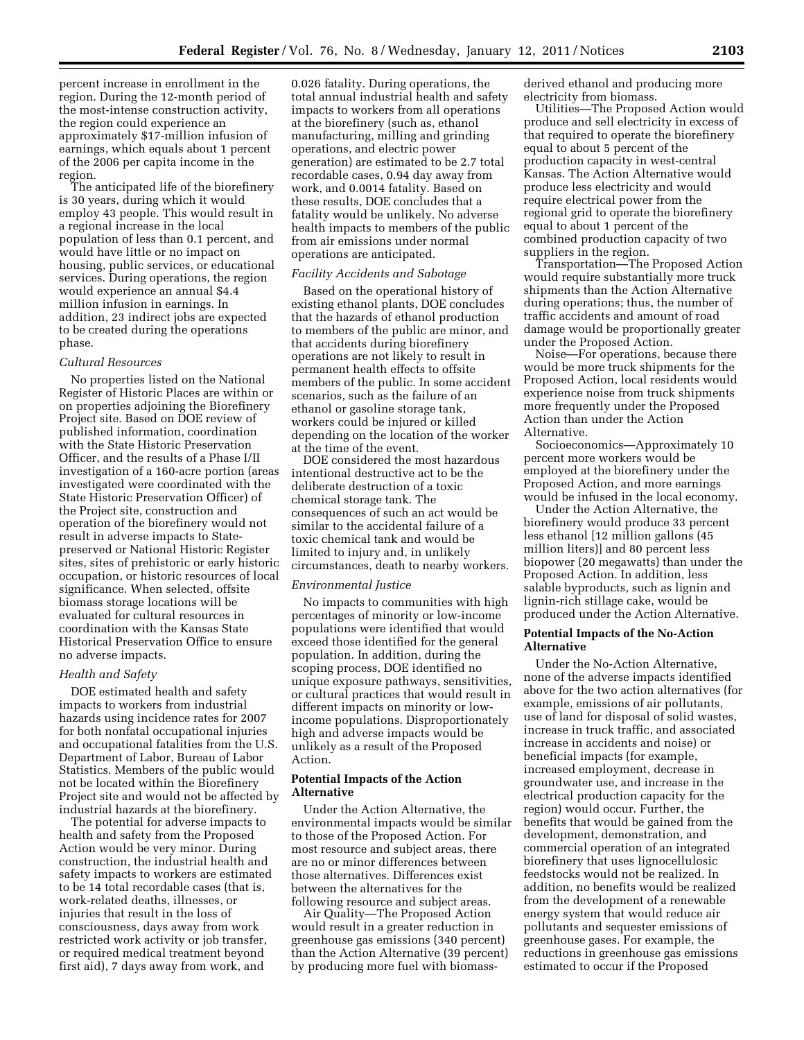percent increase in enrollment in the region. During the 12-month period of the most-intense construction activity, the region could experience an approximately $17-million infusion of earnings, which equals about 1 percent of the 2006 per capita income in the region.

The anticipated life of the biorefinery is 30 years, during which it would employ 43 people. This would result in a regional increase in the local population of less than 0.1 percent, and would have little or no impact on housing, public services, or educational services. During operations, the region would experience an annual $4.4 million infusion in earnings. In addition, 23 indirect jobs are expected to be created during the operations phase.

*Cultural Resources*

No properties listed on the National Register of Historic Places are within or on properties adjoining the Biorefinery Project site. Based on DOE review of published information, coordination with the State Historic Preservation Officer, and the results of a Phase I/II investigation of a 160-acre portion (areas investigated were coordinated with the State Historic Preservation Officer) of the Project site, construction and operation of the biorefinery would not result in adverse impacts to State-preserved or National Historic Register sites, sites of prehistoric or early historic occupation, or historic resources of local significance. When selected, offsite biomass storage locations will be evaluated for cultural resources in coordination with the Kansas State Historical Preservation Office to ensure no adverse impacts.

*Health and Safety*

DOE estimated health and safety impacts to workers from industrial hazards using incidence rates for 2007 for both nonfatal occupational injuries and occupational fatalities from the U.S. Department of Labor, Bureau of Labor Statistics. Members of the public would not be located within the Biorefinery Project site and would not be affected by industrial hazards at the biorefinery.

The potential for adverse impacts to health and safety from the Proposed Action would be very minor. During construction, the industrial health and safety impacts to workers are estimated to be 14 total recordable cases (that is, work-related deaths, illnesses, or injuries that result in the loss of consciousness, days away from work restricted work activity or job transfer, or required medical treatment beyond first aid), 7 days away from work, and 0.026 fatality. During operations, the total annual industrial health and safety impacts to workers from all operations at the biorefinery (such as, ethanol manufacturing, milling and grinding operations, and electric power generation) are estimated to be 2.7 total recordable cases, 0.94 day away from work, and 0.0014 fatality. Based on these results, DOE concludes that a fatality would be unlikely. No adverse health impacts to members of the public from air emissions under normal operations are anticipated.

*Facility Accidents and Sabotage*

Based on the operational history of existing ethanol plants, DOE concludes that the hazards of ethanol production to members of the public are minor, and that accidents during biorefinery operations are not likely to result in permanent health effects to offsite members of the public. In some accident scenarios, such as the failure of an ethanol or gasoline storage tank, workers could be injured or killed depending on the location of the worker at the time of the event.

DOE considered the most hazardous intentional destructive act to be the deliberate destruction of a toxic chemical storage tank. The consequences of such an act would be similar to the accidental failure of a toxic chemical tank and would be limited to injury and, in unlikely circumstances, death to nearby workers.

*Environmental Justice*

No impacts to communities with high percentages of minority or low-income populations were identified that would exceed those identified for the general population. In addition, during the scoping process, DOE identified no unique exposure pathways, sensitivities, or cultural practices that would result in different impacts on minority or low-income populations. Disproportionately high and adverse impacts would be unlikely as a result of the Proposed Action.

**Potential Impacts of the Action Alternative**

Under the Action Alternative, the environmental impacts would be similar to those of the Proposed Action. For most resource and subject areas, there are no or minor differences between those alternatives. Differences exist between the alternatives for the following resource and subject areas.

Air Quality—The Proposed Action would result in a greater reduction in greenhouse gas emissions (340 percent) than the Action Alternative (39 percent) by producing more fuel with biomass-derived ethanol and producing more electricity from biomass.

Utilities—The Proposed Action would produce and sell electricity in excess of that required to operate the biorefinery equal to about 5 percent of the production capacity in west-central Kansas. The Action Alternative would produce less electricity and would require electrical power from the regional grid to operate the biorefinery equal to about 1 percent of the combined production capacity of two suppliers in the region.

Transportation—The Proposed Action would require substantially more truck shipments than the Action Alternative during operations; thus, the number of traffic accidents and amount of road damage would be proportionally greater under the Proposed Action.

Noise—For operations, because there would be more truck shipments for the Proposed Action, local residents would experience noise from truck shipments more frequently under the Proposed Action than under the Action Alternative.

Socioeconomics—Approximately 10 percent more workers would be employed at the biorefinery under the Proposed Action, and more earnings would be infused in the local economy.

Under the Action Alternative, the biorefinery would produce 33 percent less ethanol [12 million gallons (45 million liters)] and 80 percent less biopower (20 megawatts) than under the Proposed Action. In addition, less salable byproducts, such as lignin and lignin-rich stillage cake, would be produced under the Action Alternative.

**Potential Impacts of the No-Action Alternative**

Under the No-Action Alternative, none of the adverse impacts identified above for the two action alternatives (for example, emissions of air pollutants, use of land for disposal of solid wastes, increase in truck traffic, and associated increase in accidents and noise) or beneficial impacts (for example, increased employment, decrease in groundwater use, and increase in the electrical production capacity for the region) would occur. Further, the benefits that would be gained from the development, demonstration, and commercial operation of an integrated biorefinery that uses lignocellulosic feedstocks would not be realized. In addition, no benefits would be realized from the development of a renewable energy system that would reduce air pollutants and sequester emissions of greenhouse gases. For example, the reductions in greenhouse gas emissions estimated to occur if the Proposed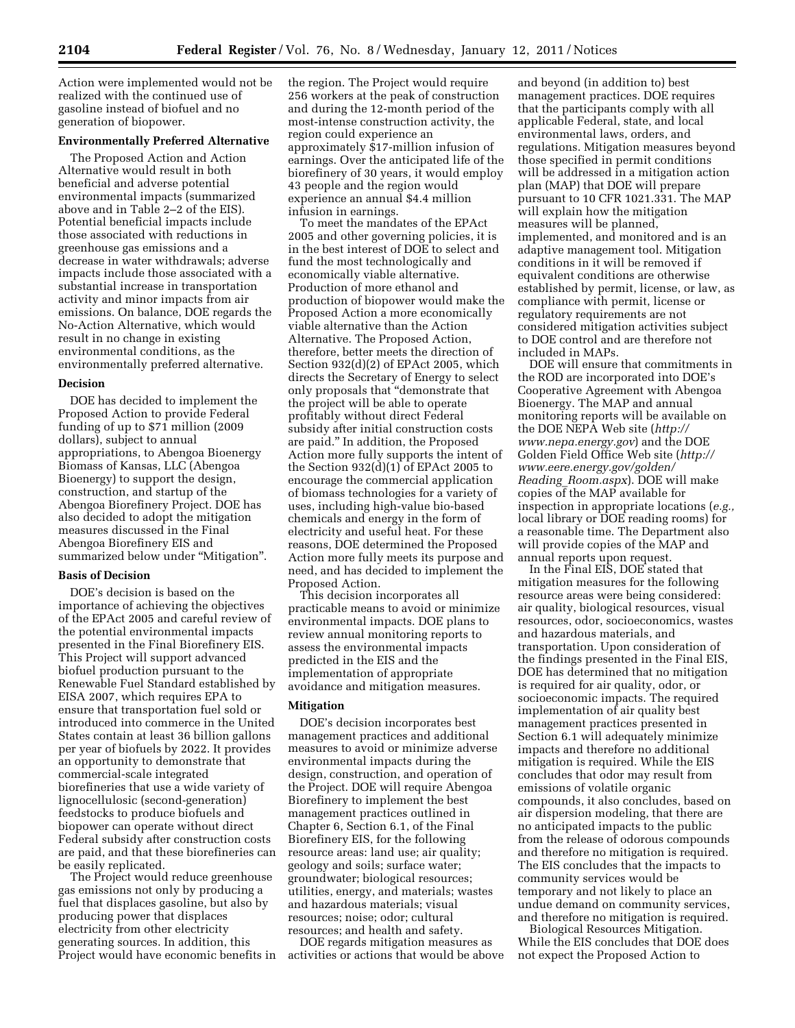Action were implemented would not be realized with the continued use of gasoline instead of biofuel and no generation of biopower.

**Environmentally Preferred Alternative**

The Proposed Action and Action Alternative would result in both beneficial and adverse potential environmental impacts (summarized above and in Table 2–2 of the EIS). Potential beneficial impacts include those associated with reductions in greenhouse gas emissions and a decrease in water withdrawals; adverse impacts include those associated with a substantial increase in transportation activity and minor impacts from air emissions. On balance, DOE regards the No-Action Alternative, which would result in no change in existing environmental conditions, as the environmentally preferred alternative.

**Decision**

DOE has decided to implement the Proposed Action to provide Federal funding of up to $71 million (2009 dollars), subject to annual appropriations, to Abengoa Bioenergy Biomass of Kansas, LLC (Abengoa Bioenergy) to support the design, construction, and startup of the Abengoa Biorefinery Project. DOE has also decided to adopt the mitigation measures discussed in the Final Abengoa Biorefinery EIS and summarized below under "Mitigation".

**Basis of Decision**

DOE's decision is based on the importance of achieving the objectives of the EPAct 2005 and careful review of the potential environmental impacts presented in the Final Biorefinery EIS. This Project will support advanced biofuel production pursuant to the Renewable Fuel Standard established by EISA 2007, which requires EPA to ensure that transportation fuel sold or introduced into commerce in the United States contain at least 36 billion gallons per year of biofuels by 2022. It provides an opportunity to demonstrate that commercial-scale integrated biorefineries that use a wide variety of lignocellulosic (second-generation) feedstocks to produce biofuels and biopower can operate without direct Federal subsidy after construction costs are paid, and that these biorefineries can be easily replicated.

The Project would reduce greenhouse gas emissions not only by producing a fuel that displaces gasoline, but also by producing power that displaces electricity from other electricity generating sources. In addition, this Project would have economic benefits in the region. The Project would require 256 workers at the peak of construction and during the 12-month period of the most-intense construction activity, the region could experience an approximately $17-million infusion of earnings. Over the anticipated life of the biorefinery of 30 years, it would employ 43 people and the region would experience an annual $4.4 million infusion in earnings.

To meet the mandates of the EPAct 2005 and other governing policies, it is in the best interest of DOE to select and fund the most technologically and economically viable alternative. Production of more ethanol and production of biopower would make the Proposed Action a more economically viable alternative than the Action Alternative. The Proposed Action, therefore, better meets the direction of Section 932(d)(2) of EPAct 2005, which directs the Secretary of Energy to select only proposals that "demonstrate that the project will be able to operate profitably without direct Federal subsidy after initial construction costs are paid." In addition, the Proposed Action more fully supports the intent of the Section 932(d)(1) of EPAct 2005 to encourage the commercial application of biomass technologies for a variety of uses, including high-value bio-based chemicals and energy in the form of electricity and useful heat. For these reasons, DOE determined the Proposed Action more fully meets its purpose and need, and has decided to implement the Proposed Action.

This decision incorporates all practicable means to avoid or minimize environmental impacts. DOE plans to review annual monitoring reports to assess the environmental impacts predicted in the EIS and the implementation of appropriate avoidance and mitigation measures.

**Mitigation**

DOE's decision incorporates best management practices and additional measures to avoid or minimize adverse environmental impacts during the design, construction, and operation of the Project. DOE will require Abengoa Biorefinery to implement the best management practices outlined in Chapter 6, Section 6.1, of the Final Biorefinery EIS, for the following resource areas: land use; air quality; geology and soils; surface water; groundwater; biological resources; utilities, energy, and materials; wastes and hazardous materials; visual resources; noise; odor; cultural resources; and health and safety.

DOE regards mitigation measures as activities or actions that would be above and beyond (in addition to) best management practices. DOE requires that the participants comply with all applicable Federal, state, and local environmental laws, orders, and regulations. Mitigation measures beyond those specified in permit conditions will be addressed in a mitigation action plan (MAP) that DOE will prepare pursuant to 10 CFR 1021.331. The MAP will explain how the mitigation measures will be planned, implemented, and monitored and is an adaptive management tool. Mitigation conditions in it will be removed if equivalent conditions are otherwise established by permit, license, or law, as compliance with permit, license or regulatory requirements are not considered mitigation activities subject to DOE control and are therefore not included in MAPs.

DOE will ensure that commitments in the ROD are incorporated into DOE's Cooperative Agreement with Abengoa Bioenergy. The MAP and annual monitoring reports will be available on the DOE NEPA Web site (*http://www.nepa.energy.gov*) and the DOE Golden Field Office Web site (*http://www.eere.energy.gov/golden/Reading_Room.aspx*). DOE will make copies of the MAP available for inspection in appropriate locations (*e.g.,* local library or DOE reading rooms) for a reasonable time. The Department also will provide copies of the MAP and annual reports upon request.

In the Final EIS, DOE stated that mitigation measures for the following resource areas were being considered: air quality, biological resources, visual resources, odor, socioeconomics, wastes and hazardous materials, and transportation. Upon consideration of the findings presented in the Final EIS, DOE has determined that no mitigation is required for air quality, odor, or socioeconomic impacts. The required implementation of air quality best management practices presented in Section 6.1 will adequately minimize impacts and therefore no additional mitigation is required. While the EIS concludes that odor may result from emissions of volatile organic compounds, it also concludes, based on air dispersion modeling, that there are no anticipated impacts to the public from the release of odorous compounds and therefore no mitigation is required. The EIS concludes that the impacts to community services would be temporary and not likely to place an undue demand on community services, and therefore no mitigation is required.

Biological Resources Mitigation. While the EIS concludes that DOE does not expect the Proposed Action to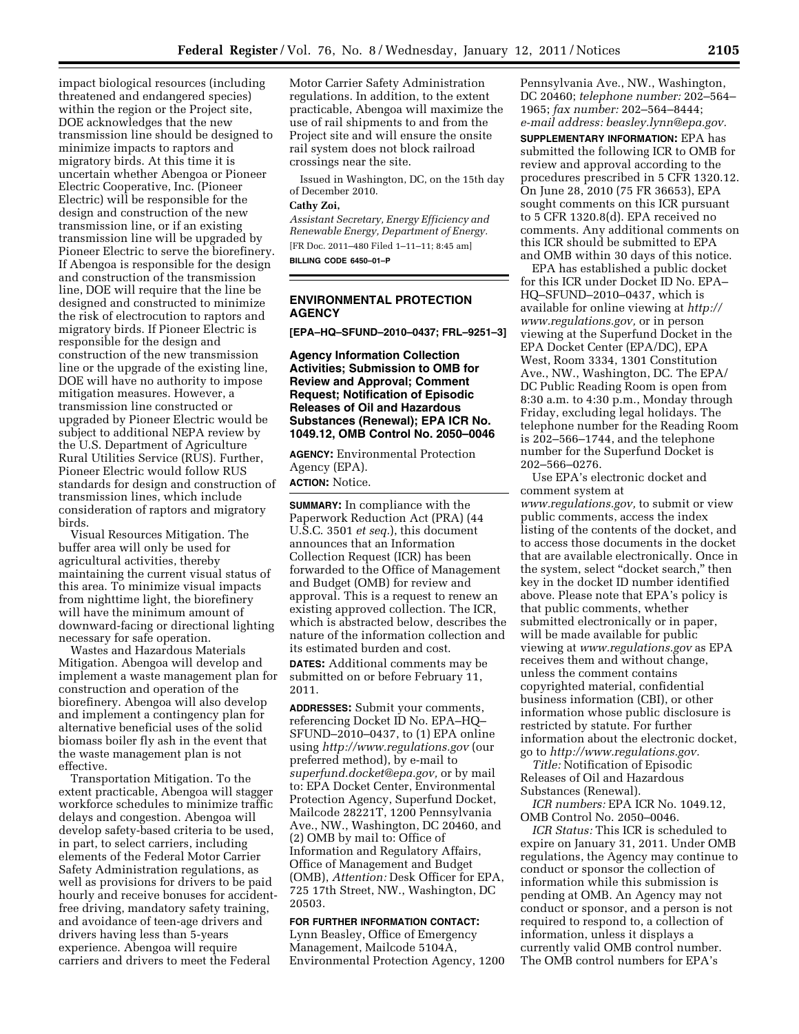impact biological resources (including threatened and endangered species) within the region or the Project site, DOE acknowledges that the new transmission line should be designed to minimize impacts to raptors and migratory birds. At this time it is uncertain whether Abengoa or Pioneer Electric Cooperative, Inc. (Pioneer Electric) will be responsible for the design and construction of the new transmission line, or if an existing transmission line will be upgraded by Pioneer Electric to serve the biorefinery. If Abengoa is responsible for the design and construction of the transmission line, DOE will require that the line be designed and constructed to minimize the risk of electrocution to raptors and migratory birds. If Pioneer Electric is responsible for the design and construction of the new transmission line or the upgrade of the existing line, DOE will have no authority to impose mitigation measures. However, a transmission line constructed or upgraded by Pioneer Electric would be subject to additional NEPA review by the U.S. Department of Agriculture Rural Utilities Service (RUS). Further, Pioneer Electric would follow RUS standards for design and construction of transmission lines, which include consideration of raptors and migratory birds.

Visual Resources Mitigation. The buffer area will only be used for agricultural activities, thereby maintaining the current visual status of this area. To minimize visual impacts from nighttime light, the biorefinery will have the minimum amount of downward-facing or directional lighting necessary for safe operation.

Wastes and Hazardous Materials Mitigation. Abengoa will develop and implement a waste management plan for construction and operation of the biorefinery. Abengoa will also develop and implement a contingency plan for alternative beneficial uses of the solid biomass boiler fly ash in the event that the waste management plan is not effective.

Transportation Mitigation. To the extent practicable, Abengoa will stagger workforce schedules to minimize traffic delays and congestion. Abengoa will develop safety-based criteria to be used, in part, to select carriers, including elements of the Federal Motor Carrier Safety Administration regulations, as well as provisions for drivers to be paid hourly and receive bonuses for accident-free driving, mandatory safety training, and avoidance of teen-age drivers and drivers having less than 5-years experience. Abengoa will require carriers and drivers to meet the Federal Motor Carrier Safety Administration regulations. In addition, to the extent practicable, Abengoa will maximize the use of rail shipments to and from the Project site and will ensure the onsite rail system does not block railroad crossings near the site.

Issued in Washington, DC, on the 15th day of December 2010.

**Cathy Zoi,**

*Assistant Secretary, Energy Efficiency and Renewable Energy, Department of Energy.*

[FR Doc. 2011–480 Filed 1–11–11; 8:45 am]

**BILLING CODE 6450–01–P**

## ENVIRONMENTAL PROTECTION AGENCY

**[EPA–HQ–SFUND–2010–0437; FRL–9251–3]**

### Agency Information Collection Activities; Submission to OMB for Review and Approval; Comment Request; Notification of Episodic Releases of Oil and Hazardous Substances (Renewal); EPA ICR No. 1049.12, OMB Control No. 2050–0046

**AGENCY:** Environmental Protection Agency (EPA).

**ACTION:** Notice.

**SUMMARY:** In compliance with the Paperwork Reduction Act (PRA) (44 U.S.C. 3501 *et seq.*), this document announces that an Information Collection Request (ICR) has been forwarded to the Office of Management and Budget (OMB) for review and approval. This is a request to renew an existing approved collection. The ICR, which is abstracted below, describes the nature of the information collection and its estimated burden and cost.

**DATES:** Additional comments may be submitted on or before February 11, 2011.

**ADDRESSES:** Submit your comments, referencing Docket ID No. EPA–HQ–SFUND–2010–0437, to (1) EPA online using *http://www.regulations.gov* (our preferred method), by e-mail to *superfund.docket@epa.gov,* or by mail to: EPA Docket Center, Environmental Protection Agency, Superfund Docket, Mailcode 28221T, 1200 Pennsylvania Ave., NW., Washington, DC 20460, and (2) OMB by mail to: Office of Information and Regulatory Affairs, Office of Management and Budget (OMB), *Attention:* Desk Officer for EPA, 725 17th Street, NW., Washington, DC 20503.

**FOR FURTHER INFORMATION CONTACT:** Lynn Beasley, Office of Emergency Management, Mailcode 5104A, Environmental Protection Agency, 1200 Pennsylvania Ave., NW., Washington, DC 20460; *telephone number:* 202–564–1965; *fax number:* 202–564–8444; *e-mail address: beasley.lynn@epa.gov.*

**SUPPLEMENTARY INFORMATION:** EPA has submitted the following ICR to OMB for review and approval according to the procedures prescribed in 5 CFR 1320.12. On June 28, 2010 (75 FR 36653), EPA sought comments on this ICR pursuant to 5 CFR 1320.8(d). EPA received no comments. Any additional comments on this ICR should be submitted to EPA and OMB within 30 days of this notice.

EPA has established a public docket for this ICR under Docket ID No. EPA–HQ–SFUND–2010–0437, which is available for online viewing at *http://www.regulations.gov,* or in person viewing at the Superfund Docket in the EPA Docket Center (EPA/DC), EPA West, Room 3334, 1301 Constitution Ave., NW., Washington, DC. The EPA/DC Public Reading Room is open from 8:30 a.m. to 4:30 p.m., Monday through Friday, excluding legal holidays. The telephone number for the Reading Room is 202–566–1744, and the telephone number for the Superfund Docket is 202–566–0276.

Use EPA's electronic docket and comment system at *www.regulations.gov,* to submit or view public comments, access the index listing of the contents of the docket, and to access those documents in the docket that are available electronically. Once in the system, select "docket search," then key in the docket ID number identified above. Please note that EPA's policy is that public comments, whether submitted electronically or in paper, will be made available for public viewing at *www.regulations.gov* as EPA receives them and without change, unless the comment contains copyrighted material, confidential business information (CBI), or other information whose public disclosure is restricted by statute. For further information about the electronic docket, go to *http://www.regulations.gov.*

*Title:* Notification of Episodic Releases of Oil and Hazardous Substances (Renewal).

*ICR numbers:* EPA ICR No. 1049.12, OMB Control No. 2050–0046.

*ICR Status:* This ICR is scheduled to expire on January 31, 2011. Under OMB regulations, the Agency may continue to conduct or sponsor the collection of information while this submission is pending at OMB. An Agency may not conduct or sponsor, and a person is not required to respond to, a collection of information, unless it displays a currently valid OMB control number. The OMB control numbers for EPA's